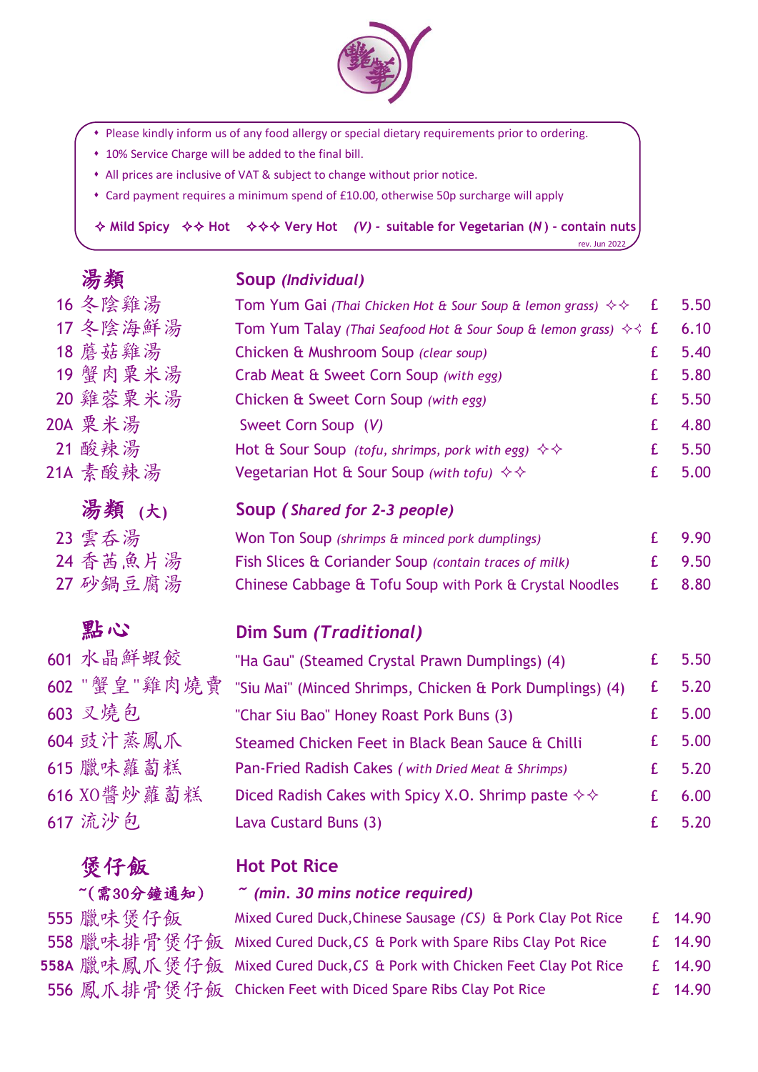- Please kindly inform us of any food allergy or special dietary requirements prior to ordering.
- 10% Service Charge will be added to the final bill.
- All prices are inclusive of VAT & subject to change without prior notice.
- Card payment requires a minimum spend of £10.00, otherwise 50p surcharge will apply

**✧ Mild Spicy ✧✧ Hot ✧✧✧ Very Hot *(V)* - suitable for Vegetarian (*N*) - contain nuts**

rev. Jun 2022

## 湯類 — Soup *(Individual)*

| No. | 中文 | Item | | Price |
|---|---|---|---|---|
| 16 | 冬陰雞湯 | Tom Yum Gai *(Thai Chicken Hot & Sour Soup & lemon grass)* ✧✧ | £ | 5.50 |
| 17 | 冬陰海鮮湯 | Tom Yum Talay *(Thai Seafood Hot & Sour Soup & lemon grass)* ✧✧ | £ | 6.10 |
| 18 | 蘑菇雞湯 | Chicken & Mushroom Soup *(clear soup)* | £ | 5.40 |
| 19 | 蟹肉粟米湯 | Crab Meat & Sweet Corn Soup *(with egg)* | £ | 5.80 |
| 20 | 雞蓉粟米湯 | Chicken & Sweet Corn Soup *(with egg)* | £ | 5.50 |
| 20A | 粟米湯 | Sweet Corn Soup *(V)* | £ | 4.80 |
| 21 | 酸辣湯 | Hot & Sour Soup *(tofu, shrimps, pork with egg)* ✧✧ | £ | 5.50 |
| 21A | 素酸辣湯 | Vegetarian Hot & Sour Soup *(with tofu)* ✧✧ | £ | 5.00 |

## 湯類 (大) — Soup *(Shared for 2-3 people)*

| No. | 中文 | Item | | Price |
|---|---|---|---|---|
| 23 | 雲吞湯 | Won Ton Soup *(shrimps & minced pork dumplings)* | £ | 9.90 |
| 24 | 香茜魚片湯 | Fish Slices & Coriander Soup *(contain traces of milk)* | £ | 9.50 |
| 27 | 砂鍋豆腐湯 | Chinese Cabbage & Tofu Soup with Pork & Crystal Noodles | £ | 8.80 |

## 點心 — Dim Sum *(Traditional)*

| No. | 中文 | Item | | Price |
|---|---|---|---|---|
| 601 | 水晶鮮蝦餃 | "Ha Gau" (Steamed Crystal Prawn Dumplings) (4) | £ | 5.50 |
| 602 | "蟹皇"雞肉燒賣 | "Siu Mai" (Minced Shrimps, Chicken & Pork Dumplings) (4) | £ | 5.20 |
| 603 | 叉燒包 | "Char Siu Bao" Honey Roast Pork Buns (3) | £ | 5.00 |
| 604 | 豉汁蒸鳳爪 | Steamed Chicken Feet in Black Bean Sauce & Chilli | £ | 5.00 |
| 615 | 臘味蘿蔔糕 | Pan-Fried Radish Cakes *( with Dried Meat & Shrimps)* | £ | 5.20 |
| 616 | XO醬炒蘿蔔糕 | Diced Radish Cakes with Spicy X.O. Shrimp paste ✧✧ | £ | 6.00 |
| 617 | 流沙包 | Lava Custard Buns (3) | £ | 5.20 |

## 煲仔飯 — Hot Pot Rice

**~(需30分鐘通知)** — ***~ (min. 30 mins notice required)***

| No. | 中文 | Item | | Price |
|---|---|---|---|---|
| 555 | 臘味煲仔飯 | Mixed Cured Duck,Chinese Sausage *(CS)* & Pork Clay Pot Rice | £ | 14.90 |
| 558 | 臘味排骨煲仔飯 | Mixed Cured Duck,*CS* & Pork with Spare Ribs Clay Pot Rice | £ | 14.90 |
| 558A | 臘味鳳爪煲仔飯 | Mixed Cured Duck,*CS* & Pork with Chicken Feet Clay Pot Rice | £ | 14.90 |
| 556 | 鳳爪排骨煲仔飯 | Chicken Feet with Diced Spare Ribs Clay Pot Rice | £ | 14.90 |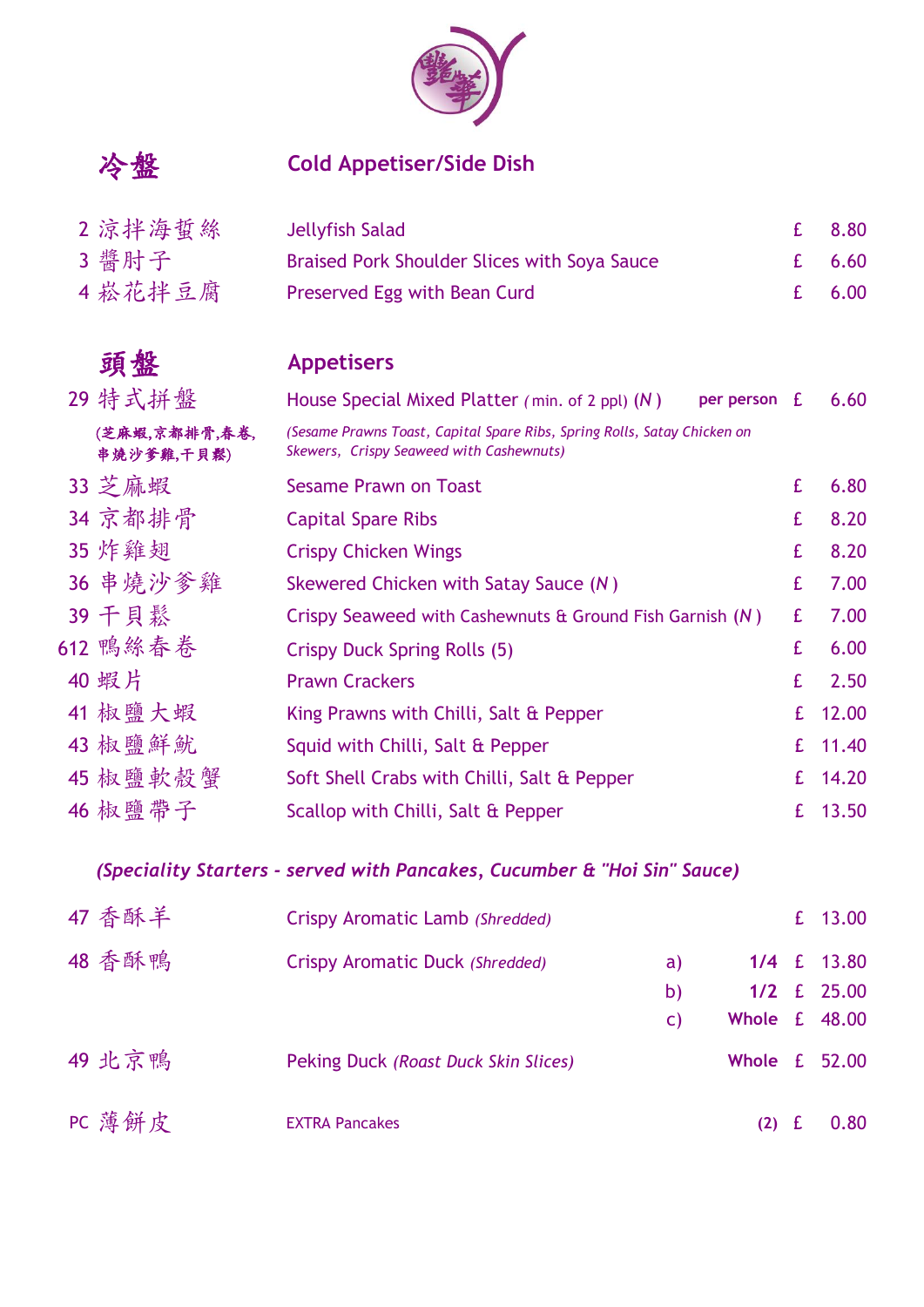## 冷盤 Cold Appetiser/Side Dish

| No. | Chinese | Dish | | Price |
|---|---|---|---|---|
| 2 | 涼拌海蜇絲 | Jellyfish Salad | | £ 8.80 |
| 3 | 醬肘子 | Braised Pork Shoulder Slices with Soya Sauce | | £ 6.60 |
| 4 | 崧花拌豆腐 | Preserved Egg with Bean Curd | | £ 6.00 |

## 頭盤 Appetisers

| No. | Chinese | Dish | | Price |
|---|---|---|---|---|
| 29 | 特式拼盤 (芝麻蝦,京都排骨,春卷,串燒沙爹雞,千貝鬆) | House Special Mixed Platter *(min. of 2 ppl)* (*N*) *(Sesame Prawns Toast, Capital Spare Ribs, Spring Rolls, Satay Chicken on Skewers, Crispy Seaweed with Cashewnuts)* | per person | £ 6.60 |
| 33 | 芝麻蝦 | Sesame Prawn on Toast | | £ 6.80 |
| 34 | 京都排骨 | Capital Spare Ribs | | £ 8.20 |
| 35 | 炸雞翅 | Crispy Chicken Wings | | £ 8.20 |
| 36 | 串燒沙爹雞 | Skewered Chicken with Satay Sauce (*N*) | | £ 7.00 |
| 39 | 千貝鬆 | Crispy Seaweed with Cashewnuts & Ground Fish Garnish (*N*) | | £ 7.00 |
| 612 | 鴨絲春卷 | Crispy Duck Spring Rolls (5) | | £ 6.00 |
| 40 | 蝦片 | Prawn Crackers | | £ 2.50 |
| 41 | 椒鹽大蝦 | King Prawns with Chilli, Salt & Pepper | | £ 12.00 |
| 43 | 椒鹽鮮魷 | Squid with Chilli, Salt & Pepper | | £ 11.40 |
| 45 | 椒鹽軟殼蟹 | Soft Shell Crabs with Chilli, Salt & Pepper | | £ 14.20 |
| 46 | 椒鹽帶子 | Scallop with Chilli, Salt & Pepper | | £ 13.50 |

***(Speciality Starters - served with Pancakes, Cucumber & "Hoi Sin" Sauce)***

| No. | Chinese | Dish | | | Price |
|---|---|---|---|---|---|
| 47 | 香酥羊 | Crispy Aromatic Lamb *(Shredded)* | | | £ 13.00 |
| 48 | 香酥鴨 | Crispy Aromatic Duck *(Shredded)* | a) | 1/4 | £ 13.80 |
| | | | b) | 1/2 | £ 25.00 |
| | | | c) | Whole | £ 48.00 |
| 49 | 北京鴨 | Peking Duck *(Roast Duck Skin Slices)* | | Whole | £ 52.00 |
| PC | 薄餅皮 | EXTRA Pancakes | | (2) | £ 0.80 |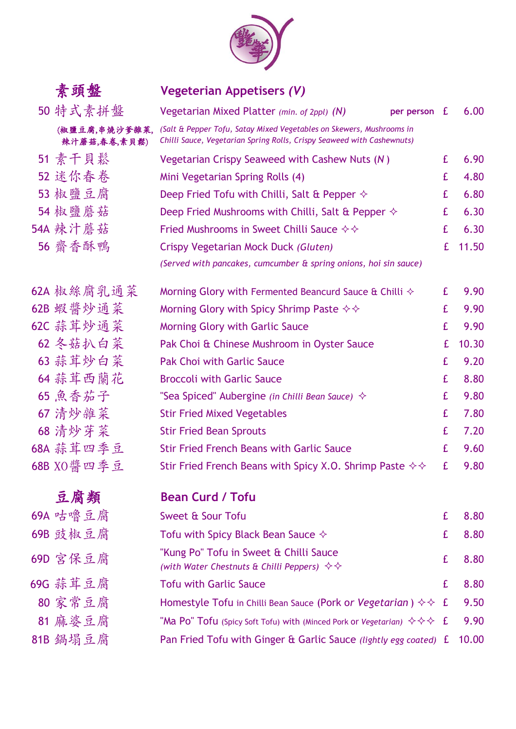## 素頭盤 Vegeterian Appetisers *(V)*

| No. | Chinese | English | | Price |
|---|---|---|---|---|
| 50 | 特式素拼盤 | Vegetarian Mixed Platter *(min. of 2ppl)* *(N)* **per person** | £ | 6.00 |
| | (椒鹽豆腐,串燒沙爹雜菜,辣汁蘑菇,春卷,素貝鬆) | *(Salt & Pepper Tofu, Satay Mixed Vegetables on Skewers, Mushrooms in Chilli Sauce, Vegetarian Spring Rolls, Crispy Seaweed with Cashewnuts)* | | |
| 51 | 素干貝鬆 | Vegetarian Crispy Seaweed with Cashew Nuts (*N* ) | £ | 6.90 |
| 52 | 迷你春卷 | Mini Vegetarian Spring Rolls (4) | £ | 4.80 |
| 53 | 椒鹽豆腐 | Deep Fried Tofu with Chilli, Salt & Pepper ✧ | £ | 6.80 |
| 54 | 椒鹽蘑菇 | Deep Fried Mushrooms with Chilli, Salt & Pepper ✧ | £ | 6.30 |
| 54A | 辣汁蘑菇 | Fried Mushrooms in Sweet Chilli Sauce ✧✧ | £ | 6.30 |
| 56 | 齋香酥鴨 | Crispy Vegetarian Mock Duck *(Gluten)* | £ | 11.50 |
| | | *(Served with pancakes, cumcumber & spring onions, hoi sin sauce)* | | |
| 62A | 椒絲腐乳通菜 | Morning Glory with Fermented Beancurd Sauce & Chilli ✧ | £ | 9.90 |
| 62B | 蝦醬炒通菜 | Morning Glory with Spicy Shrimp Paste ✧✧ | £ | 9.90 |
| 62C | 蒜茸炒通菜 | Morning Glory with Garlic Sauce | £ | 9.90 |
| 62 | 冬菇扒白菜 | Pak Choi & Chinese Mushroom in Oyster Sauce | £ | 10.30 |
| 63 | 蒜茸炒白菜 | Pak Choi with Garlic Sauce | £ | 9.20 |
| 64 | 蒜茸西蘭花 | Broccoli with Garlic Sauce | £ | 8.80 |
| 65 | 魚香茄子 | "Sea Spiced" Aubergine *(in Chilli Bean Sauce)* ✧ | £ | 9.80 |
| 67 | 清炒雜菜 | Stir Fried Mixed Vegetables | £ | 7.80 |
| 68 | 清炒芽菜 | Stir Fried Bean Sprouts | £ | 7.20 |
| 68A | 蒜茸四季豆 | Stir Fried French Beans with Garlic Sauce | £ | 9.60 |
| 68B | XO醬四季豆 | Stir Fried French Beans with Spicy X.O. Shrimp Paste ✧✧ | £ | 9.80 |

## 豆腐類 Bean Curd / Tofu

| No. | Chinese | English | | Price |
|---|---|---|---|---|
| 69A | 咕嚕豆腐 | Sweet & Sour Tofu | £ | 8.80 |
| 69B | 豉椒豆腐 | Tofu with Spicy Black Bean Sauce ✧ | £ | 8.80 |
| 69D | 宮保豆腐 | "Kung Po" Tofu in Sweet & Chilli Sauce *(with Water Chestnuts & Chilli Peppers)* ✧✧ | £ | 8.80 |
| 69G | 蒜茸豆腐 | Tofu with Garlic Sauce | £ | 8.80 |
| 80 | 家常豆腐 | Homestyle Tofu in Chilli Bean Sauce (Pork or *Vegetarian* ) ✧✧ | £ | 9.50 |
| 81 | 麻婆豆腐 | "Ma Po" Tofu (Spicy Soft Tofu) with (Minced Pork or *Vegetarian)* ✧✧✧ | £ | 9.90 |
| 81B | 鍋塌豆腐 | Pan Fried Tofu with Ginger & Garlic Sauce *(lightly egg coated)* | £ | 10.00 |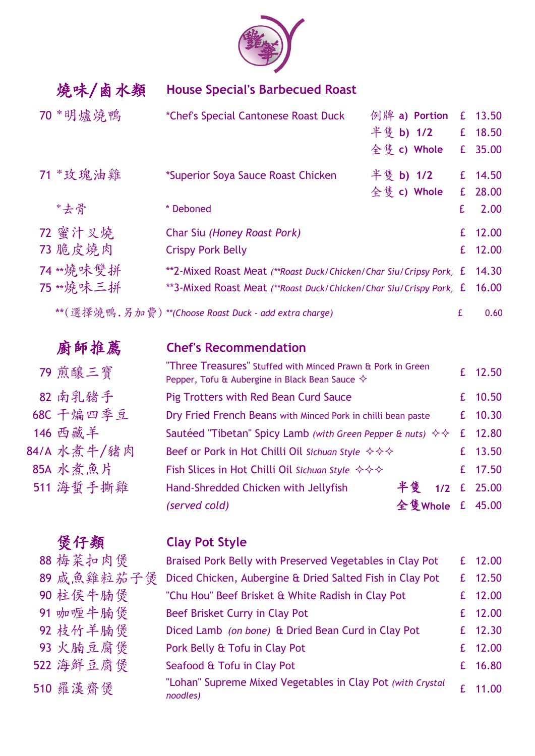## 燒味/鹵水類 House Special's Barbecued Roast

| No. | 中文 | Dish | Size | Price |
|---|---|---|---|---|
| 70 | *明爐燒鴨 | *Chef's Special Cantonese Roast Duck | 例牌 a) Portion | £ 13.50 |
| | | | 半隻 b) 1/2 | £ 18.50 |
| | | | 全隻 c) Whole | £ 35.00 |
| 71 | *玫瑰油雞 | *Superior Soya Sauce Roast Chicken | 半隻 b) 1/2 | £ 14.50 |
| | | | 全隻 c) Whole | £ 28.00 |
| | *去骨 | * Deboned | | £ 2.00 |
| 72 | 蜜汁叉燒 | Char Siu *(Honey Roast Pork)* | | £ 12.00 |
| 73 | 脆皮燒肉 | Crispy Pork Belly | | £ 12.00 |
| 74 | **燒味雙拼 | **2-Mixed Roast Meat *(**Roast Duck/Chicken/Char Siu/Cripsy Pork)* | | £ 14.30 |
| 75 | **燒味三拼 | **3-Mixed Roast Meat *(**Roast Duck/Chicken/Char Siu/Crispy Pork)* | | £ 16.00 |
| | **(選擇燒鴨.另加費) | ***(Choose Roast Duck - add extra charge)* | | £ 0.60 |

## 廚師推薦 Chef's Recommendation

| No. | 中文 | Dish | Size | Price |
|---|---|---|---|---|
| 79 | 煎釀三寶 | "Three Treasures" Stuffed with Minced Prawn & Pork in Green Pepper, Tofu & Aubergine in Black Bean Sauce ✧ | | £ 12.50 |
| 82 | 南乳豬手 | Pig Trotters with Red Bean Curd Sauce | | £ 10.50 |
| 68C | 干煸四季豆 | Dry Fried French Beans with Minced Pork in chilli bean paste | | £ 10.30 |
| 146 | 西藏羊 | Sautéed "Tibetan" Spicy Lamb *(with Green Pepper & nuts)* ✧✧ | | £ 12.80 |
| 84/A | 水煮牛/豬肉 | Beef or Pork in Hot Chilli Oil *Sichuan Style* ✧✧✧ | | £ 13.50 |
| 85A | 水煮魚片 | Fish Slices in Hot Chilli Oil *Sichuan Style* ✧✧✧ | | £ 17.50 |
| 511 | 海蜇手撕雞 | Hand-Shredded Chicken with Jellyfish | 半隻 1/2 | £ 25.00 |
| | | *(served cold)* | 全隻 Whole | £ 45.00 |

## 煲仔類 Clay Pot Style

| No. | 中文 | Dish | Price |
|---|---|---|---|
| 88 | 梅菜扣肉煲 | Braised Pork Belly with Preserved Vegetables in Clay Pot | £ 12.00 |
| 89 | 咸魚雞粒茄子煲 | Diced Chicken, Aubergine & Dried Salted Fish in Clay Pot | £ 12.50 |
| 90 | 柱侯牛腩煲 | "Chu Hou" Beef Brisket & White Radish in Clay Pot | £ 12.00 |
| 91 | 咖喱牛腩煲 | Beef Brisket Curry in Clay Pot | £ 12.00 |
| 92 | 枝竹羊腩煲 | Diced Lamb *(on bone)* & Dried Bean Curd in Clay Pot | £ 12.30 |
| 93 | 火腩豆腐煲 | Pork Belly & Tofu in Clay Pot | £ 12.00 |
| 522 | 海鮮豆腐煲 | Seafood & Tofu in Clay Pot | £ 16.80 |
| 510 | 羅漢齋煲 | "Lohan" Supreme Mixed Vegetables in Clay Pot *(with Crystal noodles)* | £ 11.00 |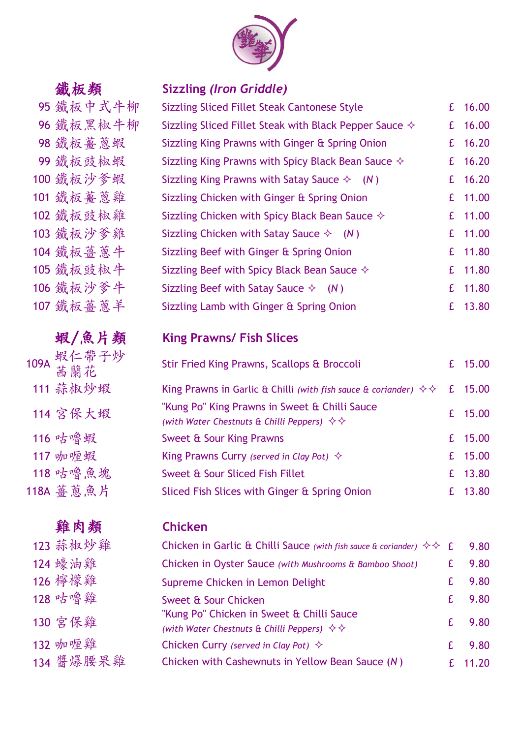## 鐵板類 Sizzling *(Iron Griddle)*

| No. | 中文 | Dish | | Price |
|---|---|---|---|---|
| 95 | 鐵板中式牛柳 | Sizzling Sliced Fillet Steak Cantonese Style | £ | 16.00 |
| 96 | 鐵板黑椒牛柳 | Sizzling Sliced Fillet Steak with Black Pepper Sauce ✧ | £ | 16.00 |
| 98 | 鐵板薑蔥蝦 | Sizzling King Prawns with Ginger & Spring Onion | £ | 16.20 |
| 99 | 鐵板豉椒蝦 | Sizzling King Prawns with Spicy Black Bean Sauce ✧ | £ | 16.20 |
| 100 | 鐵板沙爹蝦 | Sizzling King Prawns with Satay Sauce ✧ *(N)* | £ | 16.20 |
| 101 | 鐵板薑蔥雞 | Sizzling Chicken with Ginger & Spring Onion | £ | 11.00 |
| 102 | 鐵板豉椒雞 | Sizzling Chicken with Spicy Black Bean Sauce ✧ | £ | 11.00 |
| 103 | 鐵板沙爹雞 | Sizzling Chicken with Satay Sauce ✧ *(N)* | £ | 11.00 |
| 104 | 鐵板薑蔥牛 | Sizzling Beef with Ginger & Spring Onion | £ | 11.80 |
| 105 | 鐵板豉椒牛 | Sizzling Beef with Spicy Black Bean Sauce ✧ | £ | 11.80 |
| 106 | 鐵板沙爹牛 | Sizzling Beef with Satay Sauce ✧ *(N)* | £ | 11.80 |
| 107 | 鐵板薑蔥羊 | Sizzling Lamb with Ginger & Spring Onion | £ | 13.80 |

## 蝦/魚片類 King Prawns/ Fish Slices

| No. | 中文 | Dish | | Price |
|---|---|---|---|---|
| 109A | 蝦仁帶子炒西蘭花 | Stir Fried King Prawns, Scallops & Broccoli | £ | 15.00 |
| 111 | 蒜椒炒蝦 | King Prawns in Garlic & Chilli *(with fish sauce & coriander)* ✧✧ | £ | 15.00 |
| 114 | 宮保大蝦 | "Kung Po" King Prawns in Sweet & Chilli Sauce *(with Water Chestnuts & Chilli Peppers)* ✧✧ | £ | 15.00 |
| 116 | 咕嚕蝦 | Sweet & Sour King Prawns | £ | 15.00 |
| 117 | 咖喱蝦 | King Prawns Curry *(served in Clay Pot)* ✧ | £ | 15.00 |
| 118 | 咕嚕魚塊 | Sweet & Sour Sliced Fish Fillet | £ | 13.80 |
| 118A | 薑蔥魚片 | Sliced Fish Slices with Ginger & Spring Onion | £ | 13.80 |

## 雞肉類 Chicken

| No. | 中文 | Dish | | Price |
|---|---|---|---|---|
| 123 | 蒜椒炒雞 | Chicken in Garlic & Chilli Sauce *(with fish sauce & coriander)* ✧✧ | £ | 9.80 |
| 124 | 蠔油雞 | Chicken in Oyster Sauce *(with Mushrooms & Bamboo Shoot)* | £ | 9.80 |
| 126 | 檸檬雞 | Supreme Chicken in Lemon Delight | £ | 9.80 |
| 128 | 咕嚕雞 | Sweet & Sour Chicken | £ | 9.80 |
| 130 | 宮保雞 | "Kung Po" Chicken in Sweet & Chilli Sauce *(with Water Chestnuts & Chilli Peppers)* ✧✧ | £ | 9.80 |
| 132 | 咖喱雞 | Chicken Curry *(served in Clay Pot)* ✧ | £ | 9.80 |
| 134 | 醬爆腰果雞 | Chicken with Cashewnuts in Yellow Bean Sauce *(N)* | £ | 11.20 |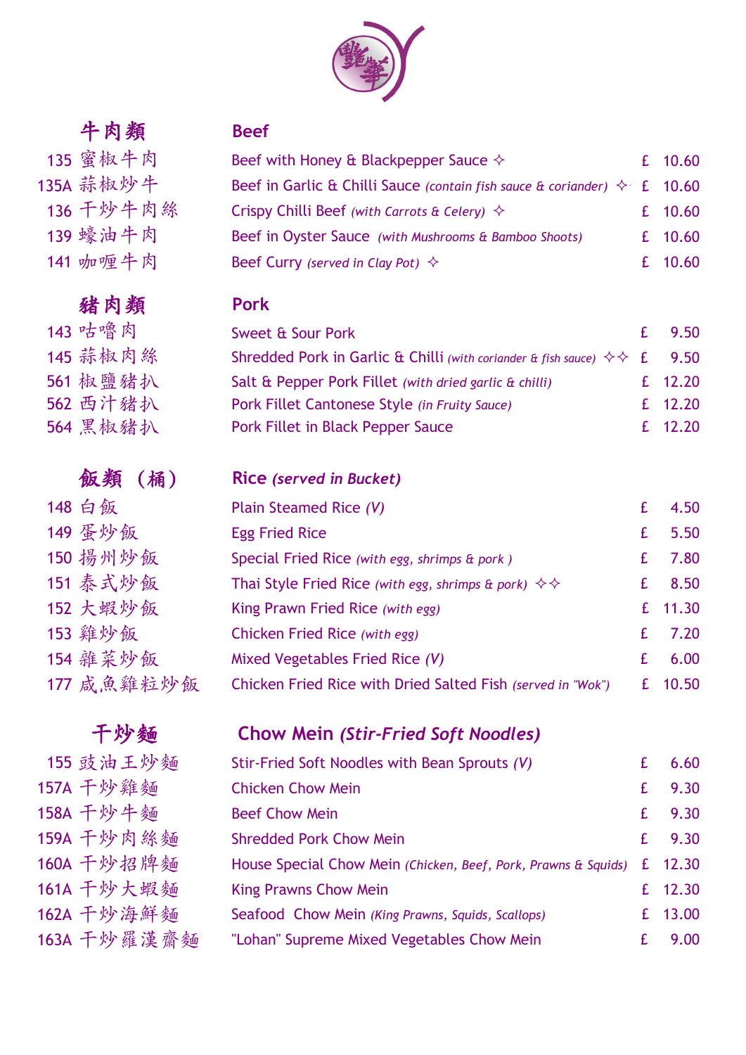## 牛肉類 Beef

| No. | 中文 | Dish | | Price |
|---|---|---|---|---|
| 135 | 蜜椒牛肉 | Beef with Honey & Blackpepper Sauce ✧ | £ | 10.60 |
| 135A | 蒜椒炒牛 | Beef in Garlic & Chilli Sauce *(contain fish sauce & coriander)* ✧ | £ | 10.60 |
| 136 | 干炒牛肉絲 | Crispy Chilli Beef *(with Carrots & Celery)* ✧ | £ | 10.60 |
| 139 | 蠔油牛肉 | Beef in Oyster Sauce *(with Mushrooms & Bamboo Shoots)* | £ | 10.60 |
| 141 | 咖喱牛肉 | Beef Curry *(served in Clay Pot)* ✧ | £ | 10.60 |

## 豬肉類 Pork

| No. | 中文 | Dish | | Price |
|---|---|---|---|---|
| 143 | 咕嚕肉 | Sweet & Sour Pork | £ | 9.50 |
| 145 | 蒜椒肉絲 | Shredded Pork in Garlic & Chilli *(with coriander & fish sauce)* ✧✧ | £ | 9.50 |
| 561 | 椒鹽豬扒 | Salt & Pepper Pork Fillet *(with dried garlic & chilli)* | £ | 12.20 |
| 562 | 西汁豬扒 | Pork Fillet Cantonese Style *(in Fruity Sauce)* | £ | 12.20 |
| 564 | 黑椒豬扒 | Pork Fillet in Black Pepper Sauce | £ | 12.20 |

## 飯類（桶） Rice *(served in Bucket)*

| No. | 中文 | Dish | | Price |
|---|---|---|---|---|
| 148 | 白飯 | Plain Steamed Rice *(V)* | £ | 4.50 |
| 149 | 蛋炒飯 | Egg Fried Rice | £ | 5.50 |
| 150 | 揚州炒飯 | Special Fried Rice *(with egg, shrimps & pork )* | £ | 7.80 |
| 151 | 泰式炒飯 | Thai Style Fried Rice *(with egg, shrimps & pork)* ✧✧ | £ | 8.50 |
| 152 | 大蝦炒飯 | King Prawn Fried Rice *(with egg)* | £ | 11.30 |
| 153 | 雞炒飯 | Chicken Fried Rice *(with egg)* | £ | 7.20 |
| 154 | 雜菜炒飯 | Mixed Vegetables Fried Rice *(V)* | £ | 6.00 |
| 177 | 咸魚雞粒炒飯 | Chicken Fried Rice with Dried Salted Fish *(served in "Wok")* | £ | 10.50 |

## 干炒麵 Chow Mein *(Stir-Fried Soft Noodles)*

| No. | 中文 | Dish | | Price |
|---|---|---|---|---|
| 155 | 豉油王炒麵 | Stir-Fried Soft Noodles with Bean Sprouts *(V)* | £ | 6.60 |
| 157A | 干炒雞麵 | Chicken Chow Mein | £ | 9.30 |
| 158A | 干炒牛麵 | Beef Chow Mein | £ | 9.30 |
| 159A | 干炒肉絲麵 | Shredded Pork Chow Mein | £ | 9.30 |
| 160A | 干炒招牌麵 | House Special Chow Mein *(Chicken, Beef, Pork, Prawns & Squids)* | £ | 12.30 |
| 161A | 干炒大蝦麵 | King Prawns Chow Mein | £ | 12.30 |
| 162A | 干炒海鮮麵 | Seafood Chow Mein *(King Prawns, Squids, Scallops)* | £ | 13.00 |
| 163A | 干炒羅漢齋麵 | "Lohan" Supreme Mixed Vegetables Chow Mein | £ | 9.00 |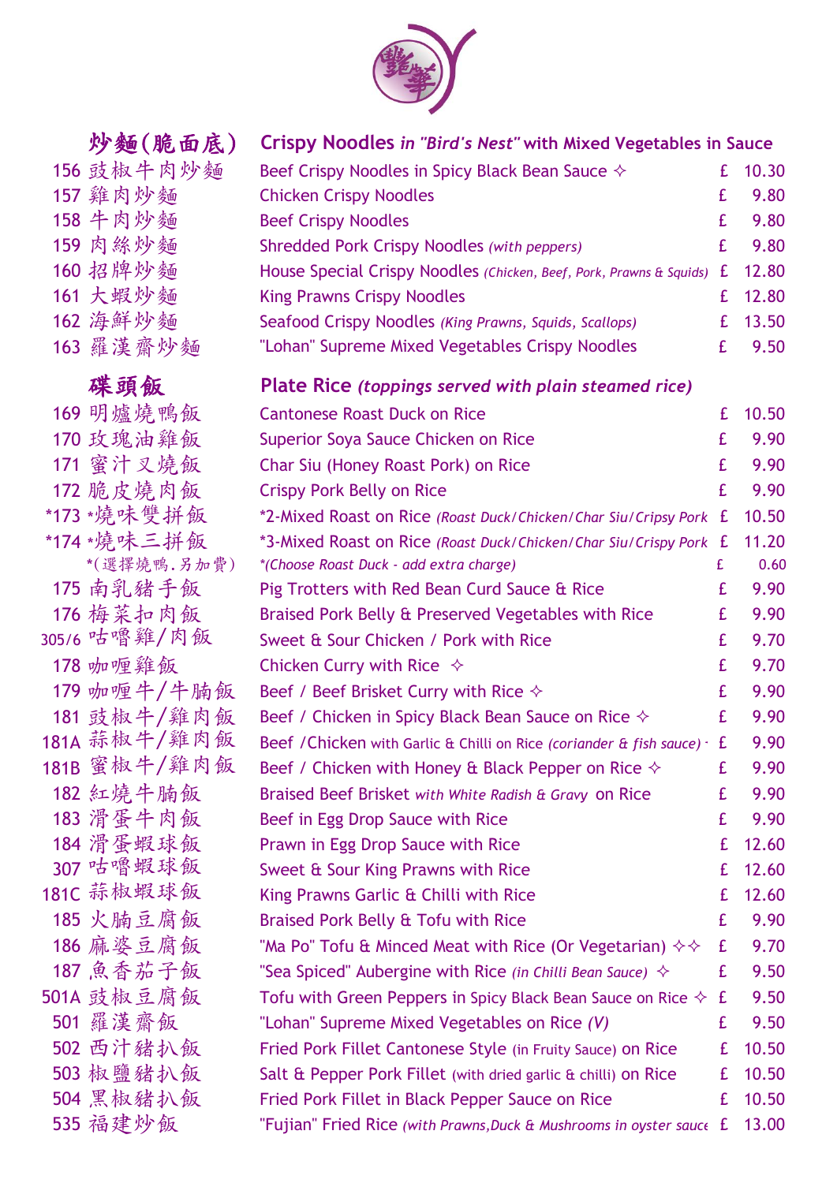## 炒麵(脆面底) Crispy Noodles *in "Bird's Nest"* with Mixed Vegetables in Sauce

| No. | 中文 | English | Price |
|---|---|---|---|
| 156 | 豉椒牛肉炒麵 | Beef Crispy Noodles in Spicy Black Bean Sauce ✧ | £ 10.30 |
| 157 | 雞肉炒麵 | Chicken Crispy Noodles | £ 9.80 |
| 158 | 牛肉炒麵 | Beef Crispy Noodles | £ 9.80 |
| 159 | 肉絲炒麵 | Shredded Pork Crispy Noodles *(with peppers)* | £ 9.80 |
| 160 | 招牌炒麵 | House Special Crispy Noodles *(Chicken, Beef, Pork, Prawns & Squids)* | £ 12.80 |
| 161 | 大蝦炒麵 | King Prawns Crispy Noodles | £ 12.80 |
| 162 | 海鮮炒麵 | Seafood Crispy Noodles *(King Prawns, Squids, Scallops)* | £ 13.50 |
| 163 | 羅漢齋炒麵 | "Lohan" Supreme Mixed Vegetables Crispy Noodles | £ 9.50 |

## 碟頭飯 Plate Rice *(toppings served with plain steamed rice)*

| No. | 中文 | English | Price |
|---|---|---|---|
| 169 | 明爐燒鴨飯 | Cantonese Roast Duck on Rice | £ 10.50 |
| 170 | 玫瑰油雞飯 | Superior Soya Sauce Chicken on Rice | £ 9.90 |
| 171 | 蜜汁叉燒飯 | Char Siu (Honey Roast Pork) on Rice | £ 9.90 |
| 172 | 脆皮燒肉飯 | Crispy Pork Belly on Rice | £ 9.90 |
| *173 | *燒味雙拼飯 | *2-Mixed Roast on Rice *(Roast Duck/Chicken/Char Siu/Cripsy Pork* | £ 10.50 |
| *174 | *燒味三拼飯 | *3-Mixed Roast on Rice *(Roast Duck/Chicken/Char Siu/Crispy Pork* | £ 11.20 |
| | *(選擇燒鴨.另加費) | *\*(Choose Roast Duck - add extra charge)* | £ 0.60 |
| 175 | 南乳豬手飯 | Pig Trotters with Red Bean Curd Sauce & Rice | £ 9.90 |
| 176 | 梅菜扣肉飯 | Braised Pork Belly & Preserved Vegetables with Rice | £ 9.90 |
| 305/6 | 咕嚕雞/肉飯 | Sweet & Sour Chicken / Pork with Rice | £ 9.70 |
| 178 | 咖喱雞飯 | Chicken Curry with Rice ✧ | £ 9.70 |
| 179 | 咖喱牛/牛腩飯 | Beef / Beef Brisket Curry with Rice ✧ | £ 9.90 |
| 181 | 豉椒牛/雞肉飯 | Beef / Chicken in Spicy Black Bean Sauce on Rice ✧ | £ 9.90 |
| 181A | 蒜椒牛/雞肉飯 | Beef /Chicken with Garlic & Chilli on Rice *(coriander & fish sauce)* | £ 9.90 |
| 181B | 蜜椒牛/雞肉飯 | Beef / Chicken with Honey & Black Pepper on Rice ✧ | £ 9.90 |
| 182 | 紅燒牛腩飯 | Braised Beef Brisket *with White Radish & Gravy* on Rice | £ 9.90 |
| 183 | 滑蛋牛肉飯 | Beef in Egg Drop Sauce with Rice | £ 9.90 |
| 184 | 滑蛋蝦球飯 | Prawn in Egg Drop Sauce with Rice | £ 12.60 |
| 307 | 咕嚕蝦球飯 | Sweet & Sour King Prawns with Rice | £ 12.60 |
| 181C | 蒜椒蝦球飯 | King Prawns Garlic & Chilli with Rice | £ 12.60 |
| 185 | 火腩豆腐飯 | Braised Pork Belly & Tofu with Rice | £ 9.90 |
| 186 | 麻婆豆腐飯 | "Ma Po" Tofu & Minced Meat with Rice (Or Vegetarian) ✧✧ | £ 9.70 |
| 187 | 魚香茄子飯 | "Sea Spiced" Aubergine with Rice *(in Chilli Bean Sauce)* ✧ | £ 9.50 |
| 501A | 豉椒豆腐飯 | Tofu with Green Peppers in Spicy Black Bean Sauce on Rice ✧ | £ 9.50 |
| 501 | 羅漢齋飯 | "Lohan" Supreme Mixed Vegetables on Rice *(V)* | £ 9.50 |
| 502 | 西汁豬扒飯 | Fried Pork Fillet Cantonese Style (in Fruity Sauce) on Rice | £ 10.50 |
| 503 | 椒鹽豬扒飯 | Salt & Pepper Pork Fillet (with dried garlic & chilli) on Rice | £ 10.50 |
| 504 | 黑椒豬扒飯 | Fried Pork Fillet in Black Pepper Sauce on Rice | £ 10.50 |
| 535 | 福建炒飯 | "Fujian" Fried Rice *(with Prawns,Duck & Mushrooms in oyster sauce* | £ 13.00 |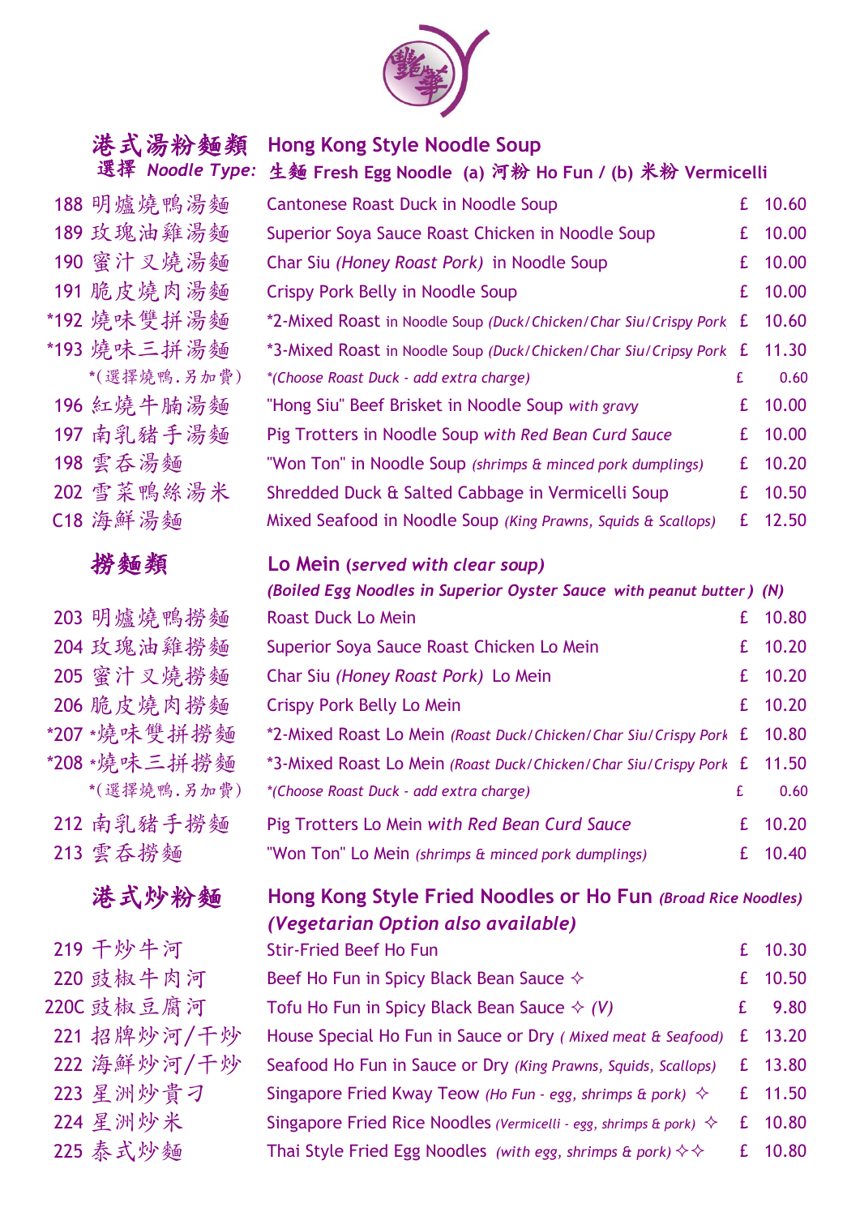## 港式湯粉麵類 Hong Kong Style Noodle Soup

**選擇 *Noodle Type:*** **生麵 Fresh Egg Noodle (a) 河粉 Ho Fun / (b) 米粉 Vermicelli**

| | | | |
|---|---|---|---|
| 188 明爐燒鴨湯麵 | Cantonese Roast Duck in Noodle Soup | £ | 10.60 |
| 189 玫瑰油雞湯麵 | Superior Soya Sauce Roast Chicken in Noodle Soup | £ | 10.00 |
| 190 蜜汁叉燒湯麵 | Char Siu *(Honey Roast Pork)* in Noodle Soup | £ | 10.00 |
| 191 脆皮燒肉湯麵 | Crispy Pork Belly in Noodle Soup | £ | 10.00 |
| *192 燒味雙拼湯麵 | *2-Mixed Roast in Noodle Soup *(Duck/Chicken/Char Siu/Cripsy Pork* | £ | 10.60 |
| *193 燒味三拼湯麵 | *3-Mixed Roast in Noodle Soup *(Duck/Chicken/Char Siu/Cripsy Pork* | £ | 11.30 |
| *(選擇燒鴨.另加費) | **(Choose Roast Duck - add extra charge)* | £ | 0.60 |
| 196 紅燒牛腩湯麵 | "Hong Siu" Beef Brisket in Noodle Soup *with gravy* | £ | 10.00 |
| 197 南乳豬手湯麵 | Pig Trotters in Noodle Soup *with Red Bean Curd Sauce* | £ | 10.00 |
| 198 雲吞湯麵 | "Won Ton" in Noodle Soup *(shrimps & minced pork dumplings)* | £ | 10.20 |
| 202 雪菜鴨絲湯米 | Shredded Duck & Salted Cabbage in Vermicelli Soup | £ | 10.50 |
| C18 海鮮湯麵 | Mixed Seafood in Noodle Soup *(King Prawns, Squids & Scallops)* | £ | 12.50 |

## 撈麵類 Lo Mein (*served with clear soup*)

***(Boiled Egg Noodles in Superior Oyster Sauce with peanut butter) (N)***

| | | | |
|---|---|---|---|
| 203 明爐燒鴨撈麵 | Roast Duck Lo Mein | £ | 10.80 |
| 204 玫瑰油雞撈麵 | Superior Soya Sauce Roast Chicken Lo Mein | £ | 10.20 |
| 205 蜜汁叉燒撈麵 | Char Siu *(Honey Roast Pork)* Lo Mein | £ | 10.20 |
| 206 脆皮燒肉撈麵 | Crispy Pork Belly Lo Mein | £ | 10.20 |
| *207 *燒味雙拼撈麵 | *2-Mixed Roast Lo Mein *(Roast Duck/Chicken/Char Siu/Crispy Pork* | £ | 10.80 |
| *208 *燒味三拼撈麵 | *3-Mixed Roast Lo Mein *(Roast Duck/Chicken/Char Siu/Crispy Pork* | £ | 11.50 |
| *(選擇燒鴨.另加費) | **(Choose Roast Duck - add extra charge)* | £ | 0.60 |
| 212 南乳豬手撈麵 | Pig Trotters Lo Mein *with Red Bean Curd Sauce* | £ | 10.20 |
| 213 雲吞撈麵 | "Won Ton" Lo Mein *(shrimps & minced pork dumplings)* | £ | 10.40 |

## 港式炒粉麵 Hong Kong Style Fried Noodles or Ho Fun *(Broad Rice Noodles)*

***(Vegetarian Option also available)***

| | | | |
|---|---|---|---|
| 219 干炒牛河 | Stir-Fried Beef Ho Fun | £ | 10.30 |
| 220 豉椒牛肉河 | Beef Ho Fun in Spicy Black Bean Sauce ✧ | £ | 10.50 |
| 220C 豉椒豆腐河 | Tofu Ho Fun in Spicy Black Bean Sauce ✧ *(V)* | £ | 9.80 |
| 221 招牌炒河/干炒 | House Special Ho Fun in Sauce or Dry *( Mixed meat & Seafood)* | £ | 13.20 |
| 222 海鮮炒河/干炒 | Seafood Ho Fun in Sauce or Dry *(King Prawns, Squids, Scallops)* | £ | 13.80 |
| 223 星洲炒貴刁 | Singapore Fried Kway Teow *(Ho Fun - egg, shrimps & pork)* ✧ | £ | 11.50 |
| 224 星洲炒米 | Singapore Fried Rice Noodles *(Vermicelli - egg, shrimps & pork)* ✧ | £ | 10.80 |
| 225 泰式炒麵 | Thai Style Fried Egg Noodles *(with egg, shrimps & pork)* ✧✧ | £ | 10.80 |